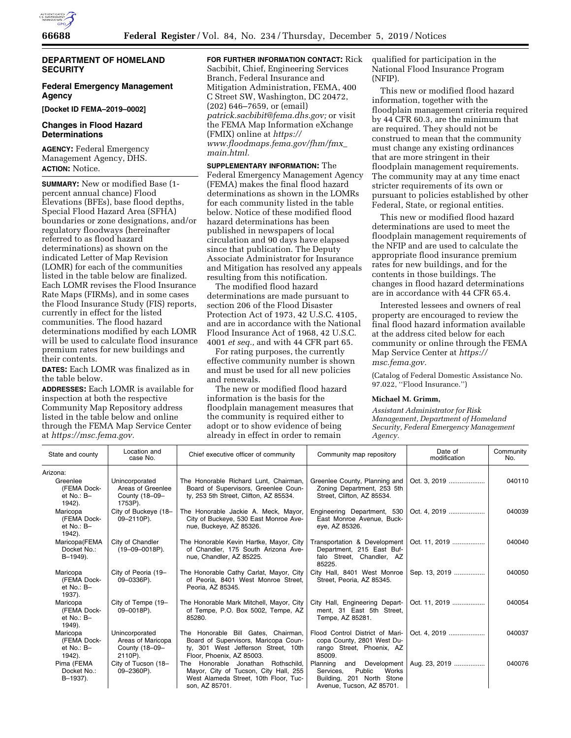## DEPARTMENT OF HOMELAND SECURITY

### Federal Emergency Management Agency

**[Docket ID FEMA–2019–0002]**

### Changes in Flood Hazard Determinations

**AGENCY:** Federal Emergency Management Agency, DHS.

**ACTION:** Notice.

**SUMMARY:** New or modified Base (1-percent annual chance) Flood Elevations (BFEs), base flood depths, Special Flood Hazard Area (SFHA) boundaries or zone designations, and/or regulatory floodways (hereinafter referred to as flood hazard determinations) as shown on the indicated Letter of Map Revision (LOMR) for each of the communities listed in the table below are finalized. Each LOMR revises the Flood Insurance Rate Maps (FIRMs), and in some cases the Flood Insurance Study (FIS) reports, currently in effect for the listed communities. The flood hazard determinations modified by each LOMR will be used to calculate flood insurance premium rates for new buildings and their contents.

**DATES:** Each LOMR was finalized as in the table below.

**ADDRESSES:** Each LOMR is available for inspection at both the respective Community Map Repository address listed in the table below and online through the FEMA Map Service Center at *https://msc.fema.gov.*

**FOR FURTHER INFORMATION CONTACT:** Rick Sacbibit, Chief, Engineering Services Branch, Federal Insurance and Mitigation Administration, FEMA, 400 C Street SW, Washington, DC 20472, (202) 646–7659, or (email) *patrick.sacbibit@fema.dhs.gov;* or visit the FEMA Map Information eXchange (FMIX) online at *https://www.floodmaps.fema.gov/fhm/fmx_main.html.*

**SUPPLEMENTARY INFORMATION:** The Federal Emergency Management Agency (FEMA) makes the final flood hazard determinations as shown in the LOMRs for each community listed in the table below. Notice of these modified flood hazard determinations has been published in newspapers of local circulation and 90 days have elapsed since that publication. The Deputy Associate Administrator for Insurance and Mitigation has resolved any appeals resulting from this notification.

The modified flood hazard determinations are made pursuant to section 206 of the Flood Disaster Protection Act of 1973, 42 U.S.C. 4105, and are in accordance with the National Flood Insurance Act of 1968, 42 U.S.C. 4001 *et seq.,* and with 44 CFR part 65.

For rating purposes, the currently effective community number is shown and must be used for all new policies and renewals.

The new or modified flood hazard information is the basis for the floodplain management measures that the community is required either to adopt or to show evidence of being already in effect in order to remain qualified for participation in the National Flood Insurance Program (NFIP).

This new or modified flood hazard information, together with the floodplain management criteria required by 44 CFR 60.3, are the minimum that are required. They should not be construed to mean that the community must change any existing ordinances that are more stringent in their floodplain management requirements. The community may at any time enact stricter requirements of its own or pursuant to policies established by other Federal, State, or regional entities.

This new or modified flood hazard determinations are used to meet the floodplain management requirements of the NFIP and are used to calculate the appropriate flood insurance premium rates for new buildings, and for the contents in those buildings. The changes in flood hazard determinations are in accordance with 44 CFR 65.4.

Interested lessees and owners of real property are encouraged to review the final flood hazard information available at the address cited below for each community or online through the FEMA Map Service Center at *https://msc.fema.gov.*

(Catalog of Federal Domestic Assistance No. 97.022, ''Flood Insurance.'')

**Michael M. Grimm,**

*Assistant Administrator for Risk Management, Department of Homeland Security, Federal Emergency Management Agency.*

| State and county | Location and case No. | Chief executive officer of community | Community map repository | Date of modification | Community No. |
|---|---|---|---|---|---|
| Arizona: | | | | | |
| Greenlee (FEMA Docket No.: B–1942). | Unincorporated Areas of Greenlee County (18–09–1753P). | The Honorable Richard Lunt, Chairman, Board of Supervisors, Greenlee County, 253 5th Street, Clifton, AZ 85534. | Greenlee County, Planning and Zoning Department, 253 5th Street, Clifton, AZ 85534. | Oct. 3, 2019 | 040110 |
| Maricopa (FEMA Docket No.: B–1942). | City of Buckeye (18–09–2110P). | The Honorable Jackie A. Meck, Mayor, City of Buckeye, 530 East Monroe Avenue, Buckeye, AZ 85326. | Engineering Department, 530 East Monroe Avenue, Buckeye, AZ 85326. | Oct. 4, 2019 | 040039 |
| Maricopa(FEMA Docket No.: B–1949). | City of Chandler (19–09–0018P). | The Honorable Kevin Hartke, Mayor, City of Chandler, 175 South Arizona Avenue, Chandler, AZ 85225. | Transportation & Development Department, 215 East Buffalo Street, Chandler, AZ 85225. | Oct. 11, 2019 | 040040 |
| Maricopa (FEMA Docket No.: B–1937). | City of Peoria (19–09–0336P). | The Honorable Cathy Carlat, Mayor, City of Peoria, 8401 West Monroe Street, Peoria, AZ 85345. | City Hall, 8401 West Monroe Street, Peoria, AZ 85345. | Sep. 13, 2019 | 040050 |
| Maricopa (FEMA Docket No.: B–1949). | City of Tempe (19–09–0018P). | The Honorable Mark Mitchell, Mayor, City of Tempe, P.O. Box 5002, Tempe, AZ 85280. | City Hall, Engineering Department, 31 East 5th Street, Tempe, AZ 85281. | Oct. 11, 2019 | 040054 |
| Maricopa (FEMA Docket No.: B–1942). | Unincorporated Areas of Maricopa County (18–09–2110P). | The Honorable Bill Gates, Chairman, Board of Supervisors, Maricopa County, 301 West Jefferson Street, 10th Floor, Phoenix, AZ 85003. | Flood Control District of Maricopa County, 2801 West Durango Street, Phoenix, AZ 85009. | Oct. 4, 2019 | 040037 |
| Pima (FEMA Docket No.: B–1937). | City of Tucson (18–09–2360P). | The Honorable Jonathan Rothschild, Mayor, City of Tucson, City Hall, 255 West Alameda Street, 10th Floor, Tucson, AZ 85701. | Planning and Development Services, Public Works Building, 201 North Stone Avenue, Tucson, AZ 85701. | Aug. 23, 2019 | 040076 |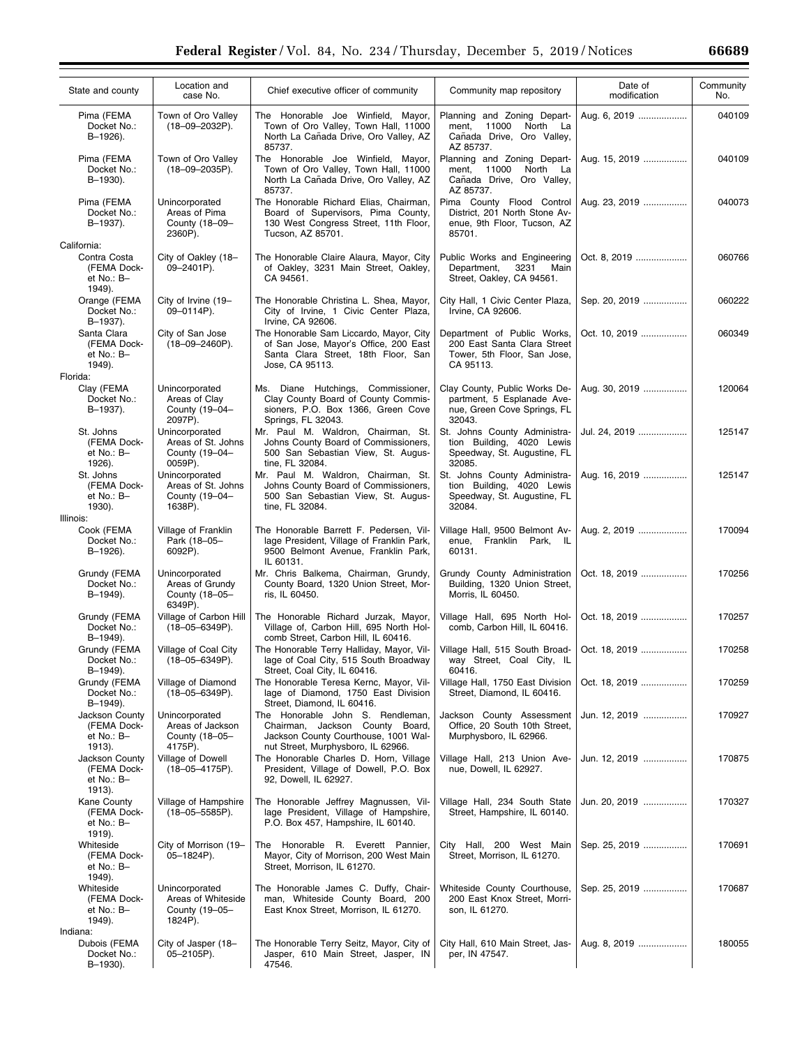| State and county | Location and case No. | Chief executive officer of community | Community map repository | Date of modification | Community No. |
|---|---|---|---|---|---|
| Pima (FEMA Docket No.: B–1926). | Town of Oro Valley (18–09–2032P). | The Honorable Joe Winfield, Mayor, Town of Oro Valley, Town Hall, 11000 North La Cañada Drive, Oro Valley, AZ 85737. | Planning and Zoning Department, 11000 North La Cañada Drive, Oro Valley, AZ 85737. | Aug. 6, 2019 | 040109 |
| Pima (FEMA Docket No.: B–1930). | Town of Oro Valley (18–09–2035P). | The Honorable Joe Winfield, Mayor, Town of Oro Valley, Town Hall, 11000 North La Cañada Drive, Oro Valley, AZ 85737. | Planning and Zoning Department, 11000 North La Cañada Drive, Oro Valley, AZ 85737. | Aug. 15, 2019 | 040109 |
| Pima (FEMA Docket No.: B–1937). | Unincorporated Areas of Pima County (18–09–2360P). | The Honorable Richard Elias, Chairman, Board of Supervisors, Pima County, 130 West Congress Street, 11th Floor, Tucson, AZ 85701. | Pima County Flood Control District, 201 North Stone Avenue, 9th Floor, Tucson, AZ 85701. | Aug. 23, 2019 | 040073 |
| California: | | | | | |
| Contra Costa (FEMA Docket No.: B–1949). | City of Oakley (18–09–2401P). | The Honorable Claire Alaura, Mayor, City of Oakley, 3231 Main Street, Oakley, CA 94561. | Public Works and Engineering Department, 3231 Main Street, Oakley, CA 94561. | Oct. 8, 2019 | 060766 |
| Orange (FEMA Docket No.: B–1937). | City of Irvine (19–09–0114P). | The Honorable Christina L. Shea, Mayor, City of Irvine, 1 Civic Center Plaza, Irvine, CA 92606. | City Hall, 1 Civic Center Plaza, Irvine, CA 92606. | Sep. 20, 2019 | 060222 |
| Santa Clara (FEMA Docket No.: B–1949). | City of San Jose (18–09–2460P). | The Honorable Sam Liccardo, Mayor, City of San Jose, Mayor's Office, 200 East Santa Clara Street, 18th Floor, San Jose, CA 95113. | Department of Public Works, 200 East Santa Clara Street Tower, 5th Floor, San Jose, CA 95113. | Oct. 10, 2019 | 060349 |
| Florida: | | | | | |
| Clay (FEMA Docket No.: B–1937). | Unincorporated Areas of Clay County (19–04–2097P). | Ms. Diane Hutchings, Commissioner, Clay County Board of County Commissioners, P.O. Box 1366, Green Cove Springs, FL 32043. | Clay County, Public Works Department, 5 Esplanade Avenue, Green Cove Springs, FL 32043. | Aug. 30, 2019 | 120064 |
| St. Johns (FEMA Docket No.: B–1926). | Unincorporated Areas of St. Johns County (19–04–0059P). | Mr. Paul M. Waldron, Chairman, St. Johns County Board of Commissioners, 500 San Sebastian View, St. Augustine, FL 32084. | St. Johns County Administration Building, 4020 Lewis Speedway, St. Augustine, FL 32085. | Jul. 24, 2019 | 125147 |
| St. Johns (FEMA Docket No.: B–1930). | Unincorporated Areas of St. Johns County (19–04–1638P). | Mr. Paul M. Waldron, Chairman, St. Johns County Board of Commissioners, 500 San Sebastian View, St. Augustine, FL 32084. | St. Johns County Administration Building, 4020 Lewis Speedway, St. Augustine, FL 32084. | Aug. 16, 2019 | 125147 |
| Illinois: | | | | | |
| Cook (FEMA Docket No.: B–1926). | Village of Franklin Park (18–05–6092P). | The Honorable Barrett F. Pedersen, Village President, Village of Franklin Park, 9500 Belmont Avenue, Franklin Park, IL 60131. | Village Hall, 9500 Belmont Avenue, Franklin Park, IL 60131. | Aug. 2, 2019 | 170094 |
| Grundy (FEMA Docket No.: B–1949). | Unincorporated Areas of Grundy County (18–05–6349P). | Mr. Chris Balkema, Chairman, Grundy, County Board, 1320 Union Street, Morris, IL 60450. | Grundy County Administration Building, 1320 Union Street, Morris, IL 60450. | Oct. 18, 2019 | 170256 |
| Grundy (FEMA Docket No.: B–1949). | Village of Carbon Hill (18–05–6349P). | The Honorable Richard Jurzak, Mayor, Village of, Carbon Hill, 695 North Holcomb Street, Carbon Hill, IL 60416. | Village Hall, 695 North Holcomb, Carbon Hill, IL 60416. | Oct. 18, 2019 | 170257 |
| Grundy (FEMA Docket No.: B–1949). | Village of Coal City (18–05–6349P). | The Honorable Terry Halliday, Mayor, Village of Coal City, 515 South Broadway Street, Coal City, IL 60416. | Village Hall, 515 South Broadway Street, Coal City, IL 60416. | Oct. 18, 2019 | 170258 |
| Grundy (FEMA Docket No.: B–1949). | Village of Diamond (18–05–6349P). | The Honorable Teresa Kernc, Mayor, Village of Diamond, 1750 East Division Street, Diamond, IL 60416. | Village Hall, 1750 East Division Street, Diamond, IL 60416. | Oct. 18, 2019 | 170259 |
| Jackson County (FEMA Docket No.: B–1913). | Unincorporated Areas of Jackson County (18–05–4175P). | The Honorable John S. Rendleman, Chairman, Jackson County Board, Jackson County Courthouse, 1001 Walnut Street, Murphysboro, IL 62966. | Jackson County Assessment Office, 20 South 10th Street, Murphysboro, IL 62966. | Jun. 12, 2019 | 170927 |
| Jackson County (FEMA Docket No.: B–1913). | Village of Dowell (18–05–4175P). | The Honorable Charles D. Horn, Village President, Village of Dowell, P.O. Box 92, Dowell, IL 62927. | Village Hall, 213 Union Avenue, Dowell, IL 62927. | Jun. 12, 2019 | 170875 |
| Kane County (FEMA Docket No.: B–1919). | Village of Hampshire (18–05–5585P). | The Honorable Jeffrey Magnussen, Village President, Village of Hampshire, P.O. Box 457, Hampshire, IL 60140. | Village Hall, 234 South State Street, Hampshire, IL 60140. | Jun. 20, 2019 | 170327 |
| Whiteside (FEMA Docket No.: B–1949). | City of Morrison (19–05–1824P). | The Honorable R. Everett Pannier, Mayor, City of Morrison, 200 West Main Street, Morrison, IL 61270. | City Hall, 200 West Main Street, Morrison, IL 61270. | Sep. 25, 2019 | 170691 |
| Whiteside (FEMA Docket No.: B–1949). | Unincorporated Areas of Whiteside County (19–05–1824P). | The Honorable James C. Duffy, Chairman, Whiteside County Board, 200 East Knox Street, Morrison, IL 61270. | Whiteside County Courthouse, 200 East Knox Street, Morrison, IL 61270. | Sep. 25, 2019 | 170687 |
| Indiana: | | | | | |
| Dubois (FEMA Docket No.: B–1930). | City of Jasper (18–05–2105P). | The Honorable Terry Seitz, Mayor, City of Jasper, 610 Main Street, Jasper, IN 47546. | City Hall, 610 Main Street, Jasper, IN 47547. | Aug. 8, 2019 | 180055 |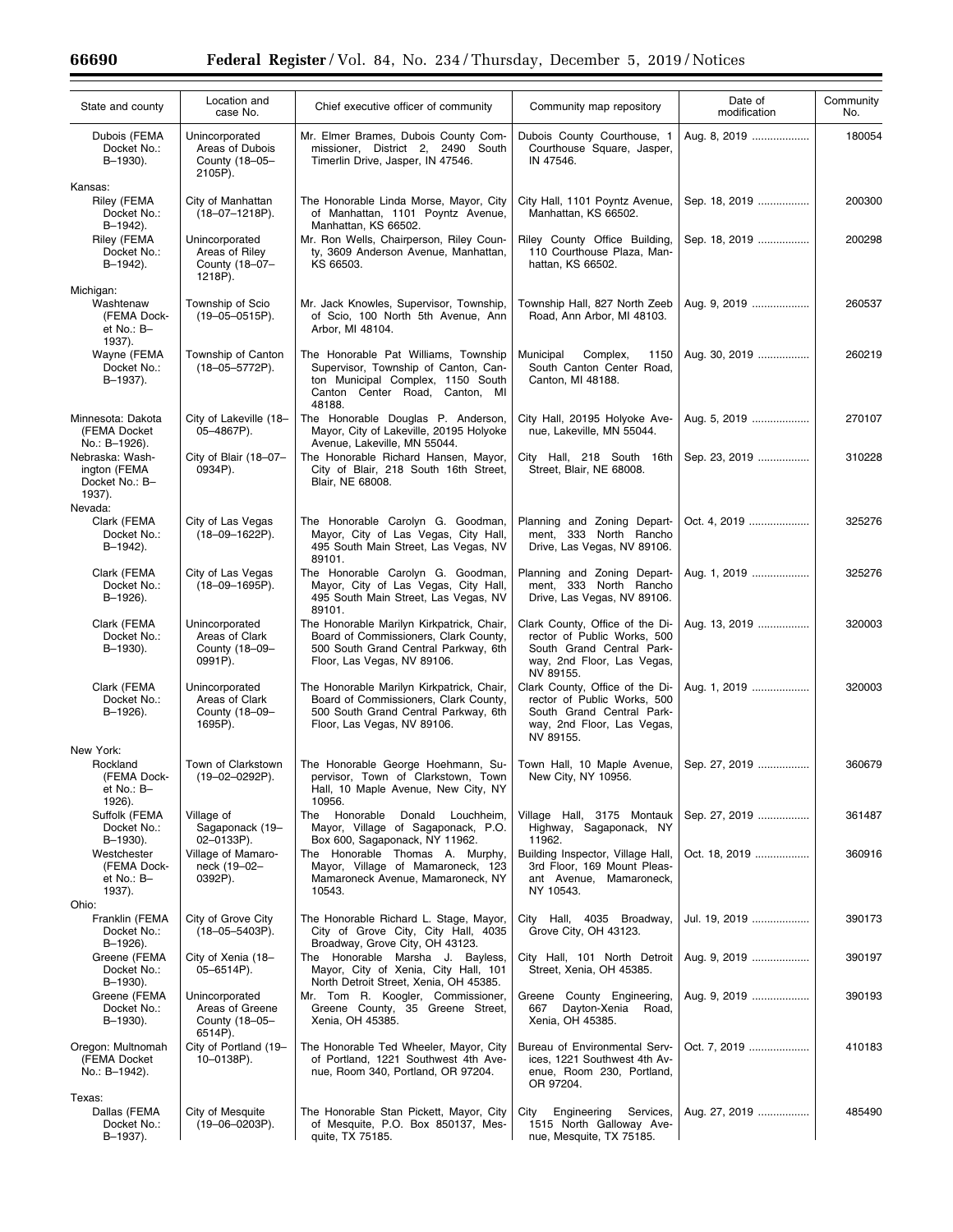| State and county | Location and case No. | Chief executive officer of community | Community map repository | Date of modification | Community No. |
|---|---|---|---|---|---|
| Dubois (FEMA Docket No.: B–1930). | Unincorporated Areas of Dubois County (18–05–2105P). | Mr. Elmer Brames, Dubois County Commissioner, District 2, 2490 South Timerlin Drive, Jasper, IN 47546. | Dubois County Courthouse, 1 Courthouse Square, Jasper, IN 47546. | Aug. 8, 2019 | 180054 |
| Kansas: | | | | | |
| Riley (FEMA Docket No.: B–1942). | City of Manhattan (18–07–1218P). | The Honorable Linda Morse, Mayor, City of Manhattan, 1101 Poyntz Avenue, Manhattan, KS 66502. | City Hall, 1101 Poyntz Avenue, Manhattan, KS 66502. | Sep. 18, 2019 | 200300 |
| Riley (FEMA Docket No.: B–1942). | Unincorporated Areas of Riley County (18–07–1218P). | Mr. Ron Wells, Chairperson, Riley County, 3609 Anderson Avenue, Manhattan, KS 66503. | Riley County Office Building, 110 Courthouse Plaza, Manhattan, KS 66502. | Sep. 18, 2019 | 200298 |
| Michigan: | | | | | |
| Washtenaw (FEMA Docket No.: B–1937). | Township of Scio (19–05–0515P). | Mr. Jack Knowles, Supervisor, Township, of Scio, 100 North 5th Avenue, Ann Arbor, MI 48104. | Township Hall, 827 North Zeeb Road, Ann Arbor, MI 48103. | Aug. 9, 2019 | 260537 |
| Wayne (FEMA Docket No.: B–1937). | Township of Canton (18–05–5772P). | The Honorable Pat Williams, Township Supervisor, Township of Canton, Canton Municipal Complex, 1150 South Canton Center Road, Canton, MI 48188. | Municipal Complex, 1150 South Canton Center Road, Canton, MI 48188. | Aug. 30, 2019 | 260219 |
| Minnesota: Dakota (FEMA Docket No.: B–1926). | City of Lakeville (18–05–4867P). | The Honorable Douglas P. Anderson, Mayor, City of Lakeville, 20195 Holyoke Avenue, Lakeville, MN 55044. | City Hall, 20195 Holyoke Avenue, Lakeville, MN 55044. | Aug. 5, 2019 | 270107 |
| Nebraska: Washington (FEMA Docket No.: B–1937). | City of Blair (18–07–0934P). | The Honorable Richard Hansen, Mayor, City of Blair, 218 South 16th Street, Blair, NE 68008. | City Hall, 218 South 16th Street, Blair, NE 68008. | Sep. 23, 2019 | 310228 |
| Nevada: | | | | | |
| Clark (FEMA Docket No.: B–1942). | City of Las Vegas (18–09–1622P). | The Honorable Carolyn G. Goodman, Mayor, City of Las Vegas, City Hall, 495 South Main Street, Las Vegas, NV 89101. | Planning and Zoning Department, 333 North Rancho Drive, Las Vegas, NV 89106. | Oct. 4, 2019 | 325276 |
| Clark (FEMA Docket No.: B–1926). | City of Las Vegas (18–09–1695P). | The Honorable Carolyn G. Goodman, Mayor, City of Las Vegas, City Hall, 495 South Main Street, Las Vegas, NV 89101. | Planning and Zoning Department, 333 North Rancho Drive, Las Vegas, NV 89106. | Aug. 1, 2019 | 325276 |
| Clark (FEMA Docket No.: B–1930). | Unincorporated Areas of Clark County (18–09–0991P). | The Honorable Marilyn Kirkpatrick, Chair, Board of Commissioners, Clark County, 500 South Grand Central Parkway, 6th Floor, Las Vegas, NV 89106. | Clark County, Office of the Director of Public Works, 500 South Grand Central Parkway, 2nd Floor, Las Vegas, NV 89155. | Aug. 13, 2019 | 320003 |
| Clark (FEMA Docket No.: B–1926). | Unincorporated Areas of Clark County (18–09–1695P). | The Honorable Marilyn Kirkpatrick, Chair, Board of Commissioners, Clark County, 500 South Grand Central Parkway, 6th Floor, Las Vegas, NV 89106. | Clark County, Office of the Director of Public Works, 500 South Grand Central Parkway, 2nd Floor, Las Vegas, NV 89155. | Aug. 1, 2019 | 320003 |
| New York: | | | | | |
| Rockland (FEMA Docket No.: B–1926). | Town of Clarkstown (19–02–0292P). | The Honorable George Hoehmann, Supervisor, Town of Clarkstown, Town Hall, 10 Maple Avenue, New City, NY 10956. | Town Hall, 10 Maple Avenue, New City, NY 10956. | Sep. 27, 2019 | 360679 |
| Suffolk (FEMA Docket No.: B–1930). | Village of Sagaponack (19–02–0133P). | The Honorable Donald Louchheim, Mayor, Village of Sagaponack, P.O. Box 600, Sagaponack, NY 11962. | Village Hall, 3175 Montauk Highway, Sagaponack, NY 11962. | Sep. 27, 2019 | 361487 |
| Westchester (FEMA Docket No.: B–1937). | Village of Mamaroneck (19–02–0392P). | The Honorable Thomas A. Murphy, Mayor, Village of Mamaroneck, 123 Mamaroneck Avenue, Mamaroneck, NY 10543. | Building Inspector, Village Hall, 3rd Floor, 169 Mount Pleasant Avenue, Mamaroneck, NY 10543. | Oct. 18, 2019 | 360916 |
| Ohio: | | | | | |
| Franklin (FEMA Docket No.: B–1926). | City of Grove City (18–05–5403P). | The Honorable Richard L. Stage, Mayor, City of Grove City, City Hall, 4035 Broadway, Grove City, OH 43123. | City Hall, 4035 Broadway, Grove City, OH 43123. | Jul. 19, 2019 | 390173 |
| Greene (FEMA Docket No.: B–1930). | City of Xenia (18–05–6514P). | The Honorable Marsha J. Bayless, Mayor, City of Xenia, City Hall, 101 North Detroit Street, Xenia, OH 45385. | City Hall, 101 North Detroit Street, Xenia, OH 45385. | Aug. 9, 2019 | 390197 |
| Greene (FEMA Docket No.: B–1930). | Unincorporated Areas of Greene County (18–05–6514P). | Mr. Tom R. Koogler, Commissioner, Greene County, 35 Greene Street, Xenia, OH 45385. | Greene County Engineering, 667 Dayton-Xenia Road, Xenia, OH 45385. | Aug. 9, 2019 | 390193 |
| Oregon: Multnomah (FEMA Docket No.: B–1942). | City of Portland (19–10–0138P). | The Honorable Ted Wheeler, Mayor, City of Portland, 1221 Southwest 4th Avenue, Room 340, Portland, OR 97204. | Bureau of Environmental Services, 1221 Southwest 4th Avenue, Room 230, Portland, OR 97204. | Oct. 7, 2019 | 410183 |
| Texas: | | | | | |
| Dallas (FEMA Docket No.: B–1937). | City of Mesquite (19–06–0203P). | The Honorable Stan Pickett, Mayor, City of Mesquite, P.O. Box 850137, Mesquite, TX 75185. | City Engineering Services, 1515 North Galloway Avenue, Mesquite, TX 75185. | Aug. 27, 2019 | 485490 |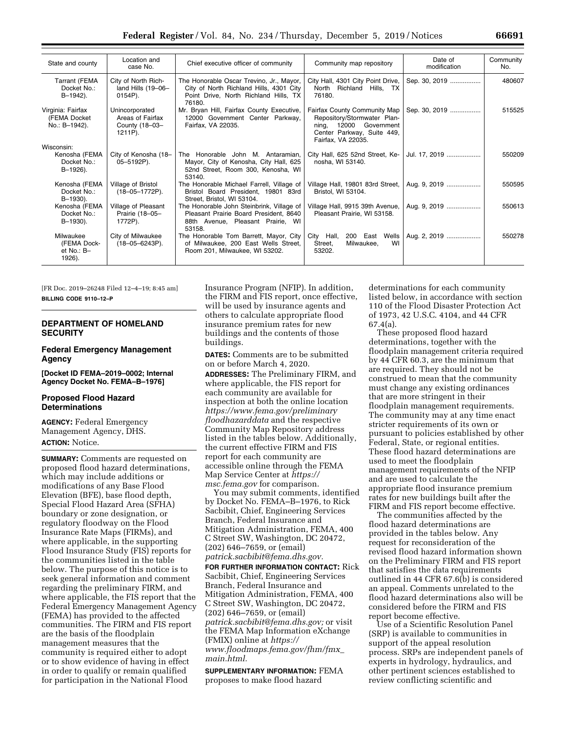| State and county | Location and case No. | Chief executive officer of community | Community map repository | Date of modification | Community No. |
|---|---|---|---|---|---|
| Tarrant (FEMA Docket No.: B–1942). | City of North Richland Hills (19–06–0154P). | The Honorable Oscar Trevino, Jr., Mayor, City of North Richland Hills, 4301 City Point Drive, North Richland Hills, TX 76180. | City Hall, 4301 City Point Drive, North Richland Hills, TX 76180. | Sep. 30, 2019 | 480607 |
| Virginia: Fairfax (FEMA Docket No.: B–1942). | Unincorporated Areas of Fairfax County (18–03–1211P). | Mr. Bryan Hill, Fairfax County Executive, 12000 Government Center Parkway, Fairfax, VA 22035. | Fairfax County Community Map Repository/Stormwater Planning, 12000 Government Center Parkway, Suite 449, Fairfax, VA 22035. | Sep. 30, 2019 | 515525 |
| Wisconsin: | | | | | |
| Kenosha (FEMA Docket No.: B–1926). | City of Kenosha (18–05–5192P). | The Honorable John M. Antaramian, Mayor, City of Kenosha, City Hall, 625 52nd Street, Room 300, Kenosha, WI 53140. | City Hall, 625 52nd Street, Kenosha, WI 53140. | Jul. 17, 2019 | 550209 |
| Kenosha (FEMA Docket No.: B–1930). | Village of Bristol (18–05–1772P). | The Honorable Michael Farrell, Village of Bristol Board President, 19801 83rd Street, Bristol, WI 53104. | Village Hall, 19801 83rd Street, Bristol, WI 53104. | Aug. 9, 2019 | 550595 |
| Kenosha (FEMA Docket No.: B–1930). | Village of Pleasant Prairie (18–05–1772P). | The Honorable John Steinbrink, Village of Pleasant Prairie Board President, 8640 88th Avenue, Pleasant Prairie, WI 53158. | Village Hall, 9915 39th Avenue, Pleasant Prairie, WI 53158. | Aug. 9, 2019 | 550613 |
| Milwaukee (FEMA Docket No.: B–1926). | City of Milwaukee (18–05–6243P). | The Honorable Tom Barrett, Mayor, City of Milwaukee, 200 East Wells Street, Room 201, Milwaukee, WI 53202. | City Hall, 200 East Wells Street, Milwaukee, WI 53202. | Aug. 2, 2019 | 550278 |

[FR Doc. 2019–26248 Filed 12–4–19; 8:45 am]

**BILLING CODE 9110–12–P**

## DEPARTMENT OF HOMELAND SECURITY

### Federal Emergency Management Agency

**[Docket ID FEMA–2019–0002; Internal Agency Docket No. FEMA–B–1976]**

### Proposed Flood Hazard Determinations

**AGENCY:** Federal Emergency Management Agency, DHS.

**ACTION:** Notice.

**SUMMARY:** Comments are requested on proposed flood hazard determinations, which may include additions or modifications of any Base Flood Elevation (BFE), base flood depth, Special Flood Hazard Area (SFHA) boundary or zone designation, or regulatory floodway on the Flood Insurance Rate Maps (FIRMs), and where applicable, in the supporting Flood Insurance Study (FIS) reports for the communities listed in the table below. The purpose of this notice is to seek general information and comment regarding the preliminary FIRM, and where applicable, the FIS report that the Federal Emergency Management Agency (FEMA) has provided to the affected communities. The FIRM and FIS report are the basis of the floodplain management measures that the community is required either to adopt or to show evidence of having in effect in order to qualify or remain qualified for participation in the National Flood Insurance Program (NFIP). In addition, the FIRM and FIS report, once effective, will be used by insurance agents and others to calculate appropriate flood insurance premium rates for new buildings and the contents of those buildings.

**DATES:** Comments are to be submitted on or before March 4, 2020.

**ADDRESSES:** The Preliminary FIRM, and where applicable, the FIS report for each community are available for inspection at both the online location *https://www.fema.gov/preliminaryfloodhazarddata* and the respective Community Map Repository address listed in the tables below. Additionally, the current effective FIRM and FIS report for each community are accessible online through the FEMA Map Service Center at *https://msc.fema.gov* for comparison.

You may submit comments, identified by Docket No. FEMA–B–1976, to Rick Sacbibit, Chief, Engineering Services Branch, Federal Insurance and Mitigation Administration, FEMA, 400 C Street SW, Washington, DC 20472, (202) 646–7659, or (email) *patrick.sacbibit@fema.dhs.gov.*

**FOR FURTHER INFORMATION CONTACT:** Rick Sacbibit, Chief, Engineering Services Branch, Federal Insurance and Mitigation Administration, FEMA, 400 C Street SW, Washington, DC 20472, (202) 646–7659, or (email) *patrick.sacbibit@fema.dhs.gov;* or visit the FEMA Map Information eXchange (FMIX) online at *https://www.floodmaps.fema.gov/fhm/fmx_main.html.*

**SUPPLEMENTARY INFORMATION:** FEMA proposes to make flood hazard determinations for each community listed below, in accordance with section 110 of the Flood Disaster Protection Act of 1973, 42 U.S.C. 4104, and 44 CFR 67.4(a).

These proposed flood hazard determinations, together with the floodplain management criteria required by 44 CFR 60.3, are the minimum that are required. They should not be construed to mean that the community must change any existing ordinances that are more stringent in their floodplain management requirements. The community may at any time enact stricter requirements of its own or pursuant to policies established by other Federal, State, or regional entities. These flood hazard determinations are used to meet the floodplain management requirements of the NFIP and are used to calculate the appropriate flood insurance premium rates for new buildings built after the FIRM and FIS report become effective.

The communities affected by the flood hazard determinations are provided in the tables below. Any request for reconsideration of the revised flood hazard information shown on the Preliminary FIRM and FIS report that satisfies the data requirements outlined in 44 CFR 67.6(b) is considered an appeal. Comments unrelated to the flood hazard determinations also will be considered before the FIRM and FIS report become effective.

Use of a Scientific Resolution Panel (SRP) is available to communities in support of the appeal resolution process. SRPs are independent panels of experts in hydrology, hydraulics, and other pertinent sciences established to review conflicting scientific and